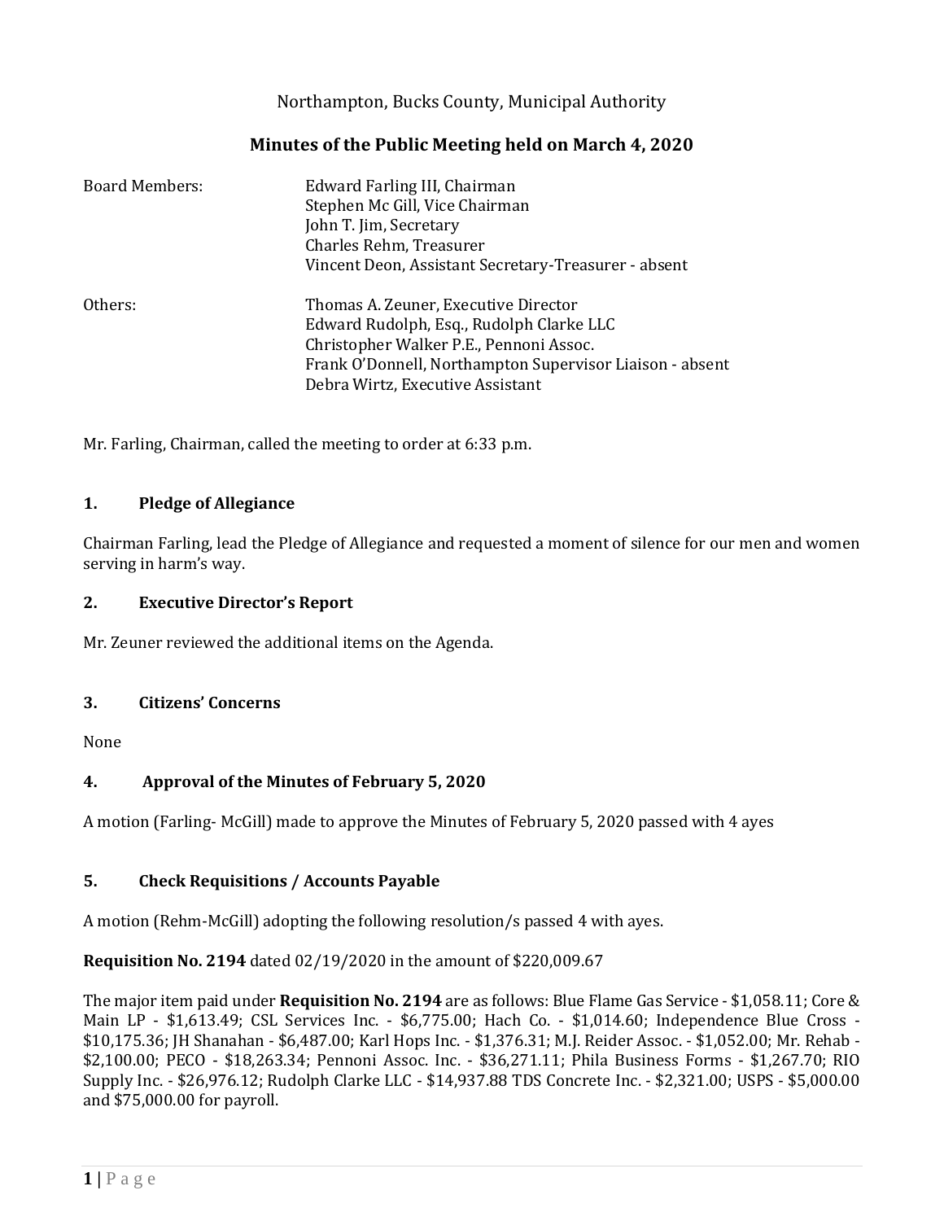Northampton, Bucks County, Municipal Authority

# Minutes of the Public Meeting held on March 4, 2020

| | |
|---|---|
| Board Members: | Edward Farling III, Chairman |
| | Stephen Mc Gill, Vice Chairman |
| | John T. Jim, Secretary |
| | Charles Rehm, Treasurer |
| | Vincent Deon, Assistant Secretary-Treasurer - absent |
| Others: | Thomas A. Zeuner, Executive Director |
| | Edward Rudolph, Esq., Rudolph Clarke LLC |
| | Christopher Walker P.E., Pennoni Assoc. |
| | Frank O'Donnell, Northampton Supervisor Liaison - absent |
| | Debra Wirtz, Executive Assistant |

Mr. Farling, Chairman, called the meeting to order at 6:33 p.m.

## 1. Pledge of Allegiance

Chairman Farling, lead the Pledge of Allegiance and requested a moment of silence for our men and women serving in harm's way.

## 2. Executive Director's Report

Mr. Zeuner reviewed the additional items on the Agenda.

## 3. Citizens' Concerns

None

## 4. Approval of the Minutes of February 5, 2020

A motion (Farling- McGill) made to approve the Minutes of February 5, 2020 passed with 4 ayes

## 5. Check Requisitions / Accounts Payable

A motion (Rehm-McGill) adopting the following resolution/s passed 4 with ayes.

**Requisition No. 2194** dated 02/19/2020 in the amount of $220,009.67

The major item paid under **Requisition No. 2194** are as follows: Blue Flame Gas Service - $1,058.11; Core & Main LP - $1,613.49; CSL Services Inc. - $6,775.00; Hach Co. - $1,014.60; Independence Blue Cross - $10,175.36; JH Shanahan - $6,487.00; Karl Hops Inc. - $1,376.31; M.J. Reider Assoc. - $1,052.00; Mr. Rehab - $2,100.00; PECO - $18,263.34; Pennoni Assoc. Inc. - $36,271.11; Phila Business Forms - $1,267.70; RIO Supply Inc. - $26,976.12; Rudolph Clarke LLC - $14,937.88 TDS Concrete Inc. - $2,321.00; USPS - $5,000.00 and $75,000.00 for payroll.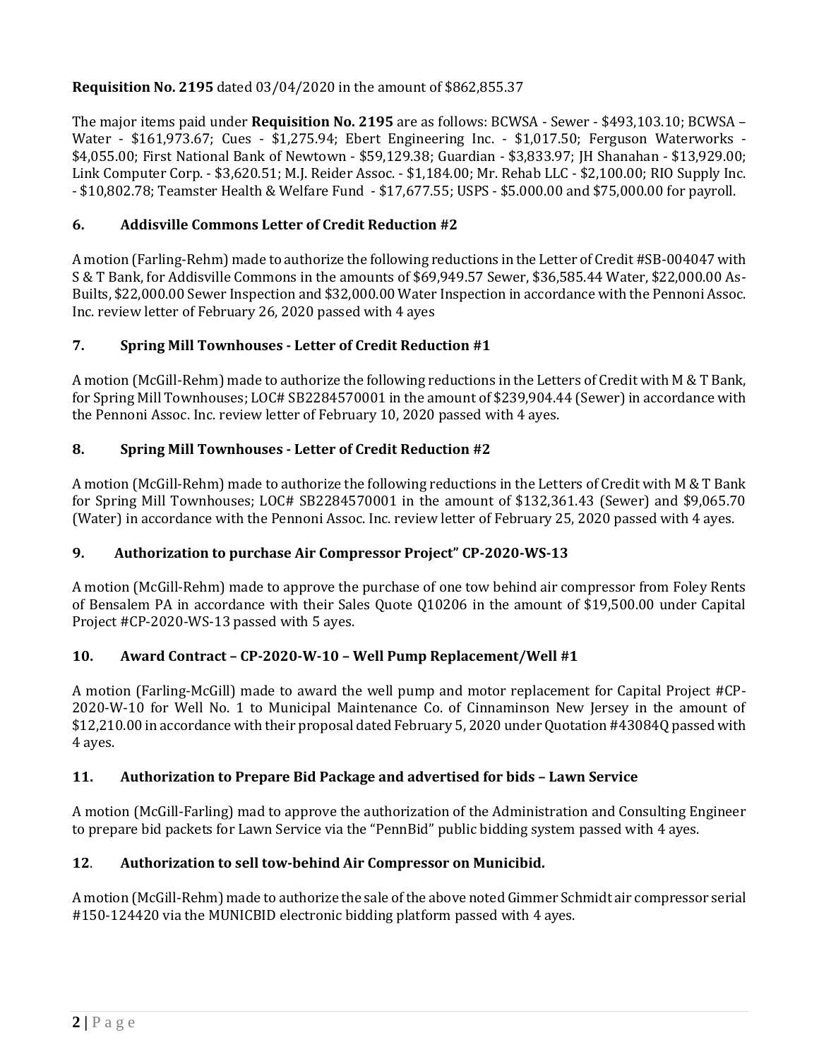**Requisition No. 2195** dated 03/04/2020 in the amount of $862,855.37

The major items paid under **Requisition No. 2195** are as follows: BCWSA - Sewer - $493,103.10; BCWSA – Water - $161,973.67; Cues - $1,275.94; Ebert Engineering Inc. - $1,017.50; Ferguson Waterworks - $4,055.00; First National Bank of Newtown - $59,129.38; Guardian - $3,833.97; JH Shanahan - $13,929.00; Link Computer Corp. - $3,620.51; M.J. Reider Assoc. - $1,184.00; Mr. Rehab LLC - $2,100.00; RIO Supply Inc. - $10,802.78; Teamster Health & Welfare Fund - $17,677.55; USPS - $5.000.00 and $75,000.00 for payroll.

### 6. Addisville Commons Letter of Credit Reduction #2

A motion (Farling-Rehm) made to authorize the following reductions in the Letter of Credit #SB-004047 with S & T Bank, for Addisville Commons in the amounts of $69,949.57 Sewer, $36,585.44 Water, $22,000.00 As-Builts, $22,000.00 Sewer Inspection and $32,000.00 Water Inspection in accordance with the Pennoni Assoc. Inc. review letter of February 26, 2020 passed with 4 ayes

### 7. Spring Mill Townhouses - Letter of Credit Reduction #1

A motion (McGill-Rehm) made to authorize the following reductions in the Letters of Credit with M & T Bank, for Spring Mill Townhouses; LOC# SB2284570001 in the amount of $239,904.44 (Sewer) in accordance with the Pennoni Assoc. Inc. review letter of February 10, 2020 passed with 4 ayes.

### 8. Spring Mill Townhouses - Letter of Credit Reduction #2

A motion (McGill-Rehm) made to authorize the following reductions in the Letters of Credit with M & T Bank for Spring Mill Townhouses; LOC# SB2284570001 in the amount of $132,361.43 (Sewer) and $9,065.70 (Water) in accordance with the Pennoni Assoc. Inc. review letter of February 25, 2020 passed with 4 ayes.

### 9. Authorization to purchase Air Compressor Project" CP-2020-WS-13

A motion (McGill-Rehm) made to approve the purchase of one tow behind air compressor from Foley Rents of Bensalem PA in accordance with their Sales Quote Q10206 in the amount of $19,500.00 under Capital Project #CP-2020-WS-13 passed with 5 ayes.

### 10. Award Contract – CP-2020-W-10 – Well Pump Replacement/Well #1

A motion (Farling-McGill) made to award the well pump and motor replacement for Capital Project #CP-2020-W-10 for Well No. 1 to Municipal Maintenance Co. of Cinnaminson New Jersey in the amount of $12,210.00 in accordance with their proposal dated February 5, 2020 under Quotation #43084Q passed with 4 ayes.

### 11. Authorization to Prepare Bid Package and advertised for bids – Lawn Service

A motion (McGill-Farling) mad to approve the authorization of the Administration and Consulting Engineer to prepare bid packets for Lawn Service via the "PennBid" public bidding system passed with 4 ayes.

### 12. Authorization to sell tow-behind Air Compressor on Municibid.

A motion (McGill-Rehm) made to authorize the sale of the above noted Gimmer Schmidt air compressor serial #150-124420 via the MUNICBID electronic bidding platform passed with 4 ayes.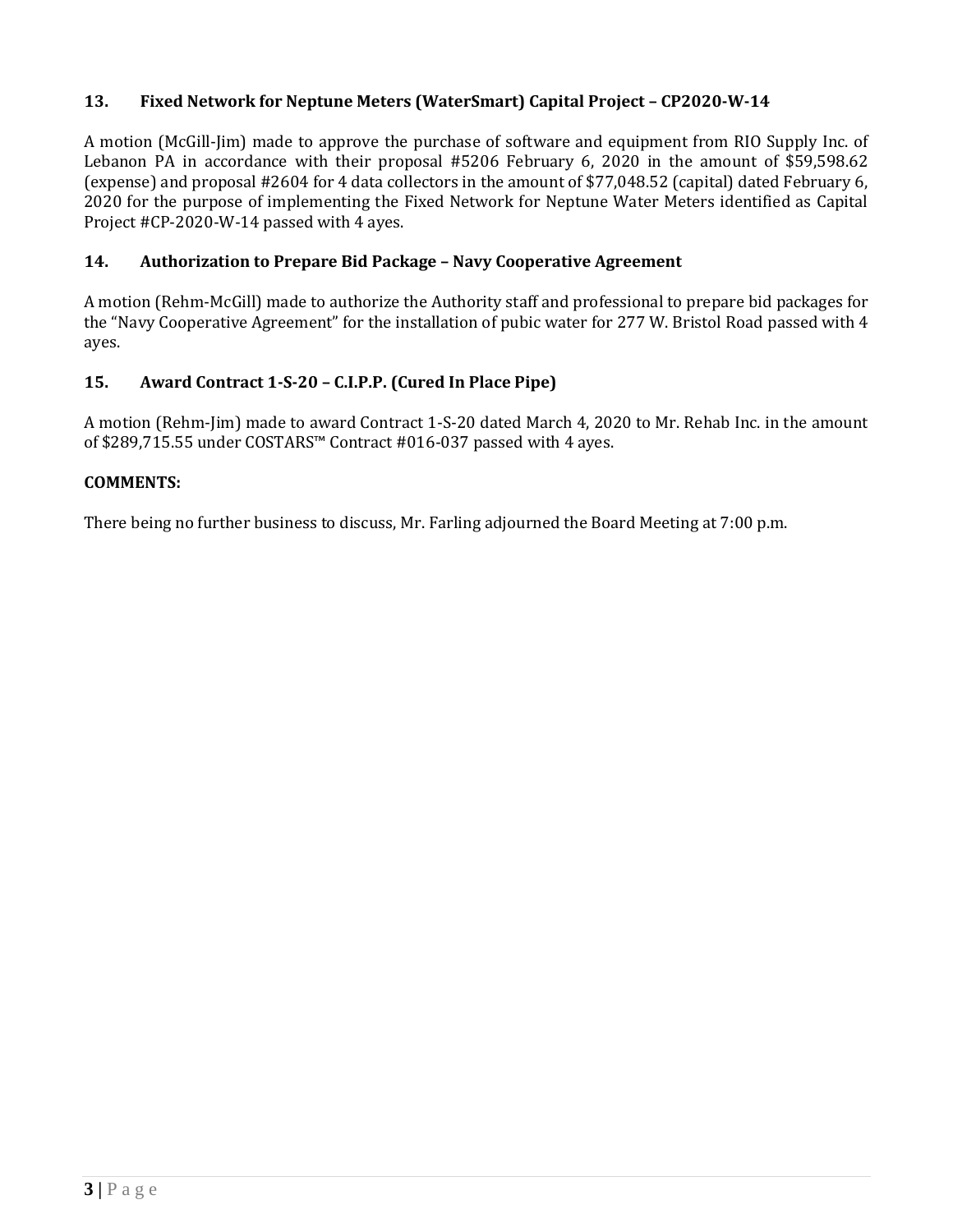### 13. Fixed Network for Neptune Meters (WaterSmart) Capital Project – CP2020-W-14

A motion (McGill-Jim) made to approve the purchase of software and equipment from RIO Supply Inc. of Lebanon PA in accordance with their proposal #5206 February 6, 2020 in the amount of $59,598.62 (expense) and proposal #2604 for 4 data collectors in the amount of $77,048.52 (capital) dated February 6, 2020 for the purpose of implementing the Fixed Network for Neptune Water Meters identified as Capital Project #CP-2020-W-14 passed with 4 ayes.

### 14. Authorization to Prepare Bid Package – Navy Cooperative Agreement

A motion (Rehm-McGill) made to authorize the Authority staff and professional to prepare bid packages for the "Navy Cooperative Agreement" for the installation of pubic water for 277 W. Bristol Road passed with 4 ayes.

### 15. Award Contract 1-S-20 – C.I.P.P. (Cured In Place Pipe)

A motion (Rehm-Jim) made to award Contract 1-S-20 dated March 4, 2020 to Mr. Rehab Inc. in the amount of $289,715.55 under COSTARS™ Contract #016-037 passed with 4 ayes.

**COMMENTS:**

There being no further business to discuss, Mr. Farling adjourned the Board Meeting at 7:00 p.m.